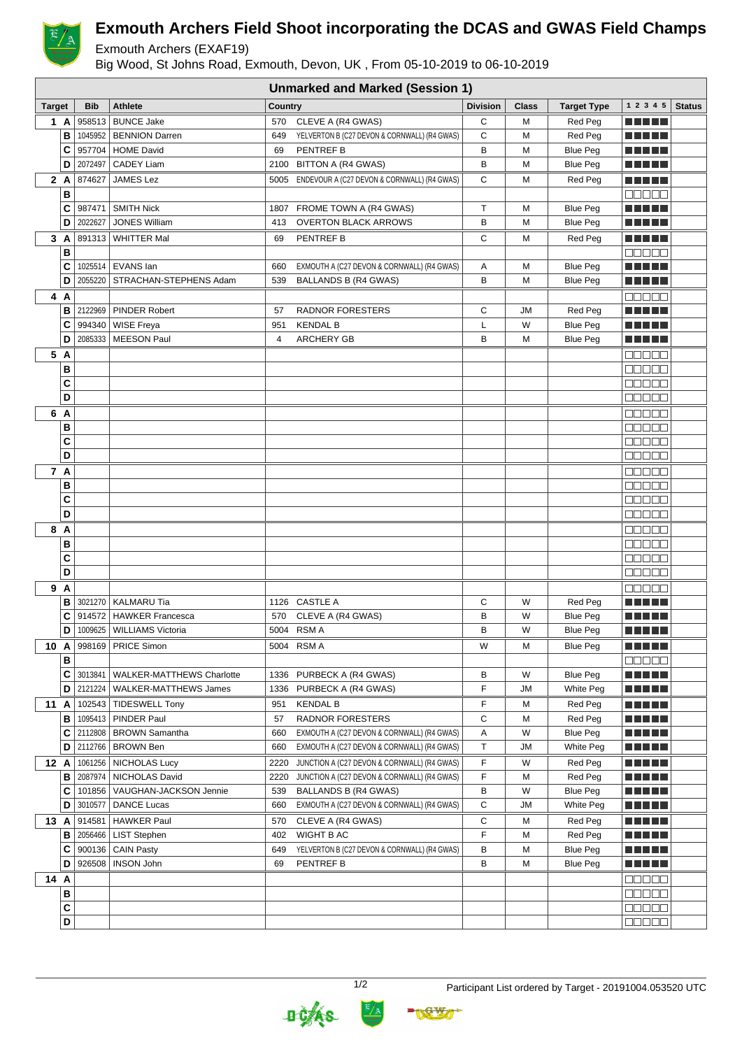# Exmouth Archers Field Shoot incorporating the DCAS and GWAS Field Champs

Exmouth Archers (EXAF19)

Big Wood, St Johns Road, Exmouth, Devon, UK , From 05-10-2019 to 06-10-2019

| Unmarked and Marked (Session 1) | | | | | | | | | | | |
|---|---|---|---|---|---|---|---|---|---|---|---|
| **Target** | | **Bib** | **Athlete** | **Country** | | **Division** | **Class** | **Target Type** | **1 2 3 4 5** | **Status** |
| 1 | A | 958513 | BUNCE Jake | 570 | CLEVE A (R4 GWAS) | C | M | Red Peg | | |
| | B | 1045952 | BENNION Darren | 649 | YELVERTON B (C27 DEVON & CORNWALL) (R4 GWAS) | C | M | Red Peg | | |
| | C | 957704 | HOME David | 69 | PENTREF B | B | M | Blue Peg | | |
| | D | 2072497 | CADEY Liam | 2100 | BITTON A (R4 GWAS) | B | M | Blue Peg | | |
| 2 | A | 874627 | JAMES Lez | 5005 | ENDEVOUR A (C27 DEVON & CORNWALL) (R4 GWAS) | C | M | Red Peg | | |
| | B | | | | | | | | | |
| | C | 987471 | SMITH Nick | 1807 | FROME TOWN A (R4 GWAS) | T | M | Blue Peg | | |
| | D | 2022627 | JONES William | 413 | OVERTON BLACK ARROWS | B | M | Blue Peg | | |
| 3 | A | 891313 | WHITTER Mal | 69 | PENTREF B | C | M | Red Peg | | |
| | B | | | | | | | | | |
| | C | 1025514 | EVANS Ian | 660 | EXMOUTH A (C27 DEVON & CORNWALL) (R4 GWAS) | A | M | Blue Peg | | |
| | D | 2055220 | STRACHAN-STEPHENS Adam | 539 | BALLANDS B (R4 GWAS) | B | M | Blue Peg | | |
| 4 | A | | | | | | | | | |
| | B | 2122969 | PINDER Robert | 57 | RADNOR FORESTERS | C | JM | Red Peg | | |
| | C | 994340 | WISE Freya | 951 | KENDAL B | L | W | Blue Peg | | |
| | D | 2085333 | MEESON Paul | 4 | ARCHERY GB | B | M | Blue Peg | | |
| 5 | A | | | | | | | | | |
| | B | | | | | | | | | |
| | C | | | | | | | | | |
| | D | | | | | | | | | |
| 6 | A | | | | | | | | | |
| | B | | | | | | | | | |
| | C | | | | | | | | | |
| | D | | | | | | | | | |
| 7 | A | | | | | | | | | |
| | B | | | | | | | | | |
| | C | | | | | | | | | |
| | D | | | | | | | | | |
| 8 | A | | | | | | | | | |
| | B | | | | | | | | | |
| | C | | | | | | | | | |
| | D | | | | | | | | | |
| 9 | A | | | | | | | | | |
| | B | 3021270 | KALMARU Tia | 1126 | CASTLE A | C | W | Red Peg | | |
| | C | 914572 | HAWKER Francesca | 570 | CLEVE A (R4 GWAS) | B | W | Blue Peg | | |
| | D | 1009625 | WILLIAMS Victoria | 5004 | RSM A | B | W | Blue Peg | | |
| 10 | A | 998169 | PRICE Simon | 5004 | RSM A | W | M | Blue Peg | | |
| | B | | | | | | | | | |
| | C | 3013841 | WALKER-MATTHEWS Charlotte | 1336 | PURBECK A (R4 GWAS) | B | W | Blue Peg | | |
| | D | 2121224 | WALKER-MATTHEWS James | 1336 | PURBECK A (R4 GWAS) | F | JM | White Peg | | |
| 11 | A | 102543 | TIDESWELL Tony | 951 | KENDAL B | F | M | Red Peg | | |
| | B | 1095413 | PINDER Paul | 57 | RADNOR FORESTERS | C | M | Red Peg | | |
| | C | 2112808 | BROWN Samantha | 660 | EXMOUTH A (C27 DEVON & CORNWALL) (R4 GWAS) | A | W | Blue Peg | | |
| | D | 2112766 | BROWN Ben | 660 | EXMOUTH A (C27 DEVON & CORNWALL) (R4 GWAS) | T | JM | White Peg | | |
| 12 | A | 1061256 | NICHOLAS Lucy | 2220 | JUNCTION A (C27 DEVON & CORNWALL) (R4 GWAS) | F | W | Red Peg | | |
| | B | 2087974 | NICHOLAS David | 2220 | JUNCTION A (C27 DEVON & CORNWALL) (R4 GWAS) | F | M | Red Peg | | |
| | C | 101856 | VAUGHAN-JACKSON Jennie | 539 | BALLANDS B (R4 GWAS) | B | W | Blue Peg | | |
| | D | 3010577 | DANCE Lucas | 660 | EXMOUTH A (C27 DEVON & CORNWALL) (R4 GWAS) | C | JM | White Peg | | |
| 13 | A | 914581 | HAWKER Paul | 570 | CLEVE A (R4 GWAS) | C | M | Red Peg | | |
| | B | 2056466 | LIST Stephen | 402 | WIGHT B AC | F | M | Red Peg | | |
| | C | 900136 | CAIN Pasty | 649 | YELVERTON B (C27 DEVON & CORNWALL) (R4 GWAS) | B | M | Blue Peg | | |
| | D | 926508 | INSON John | 69 | PENTREF B | B | M | Blue Peg | | |
| 14 | A | | | | | | | | | |
| | B | | | | | | | | | |
| | C | | | | | | | | | |
| | D | | | | | | | | | |

Participant List ordered by Target - 20191004.053520 UTC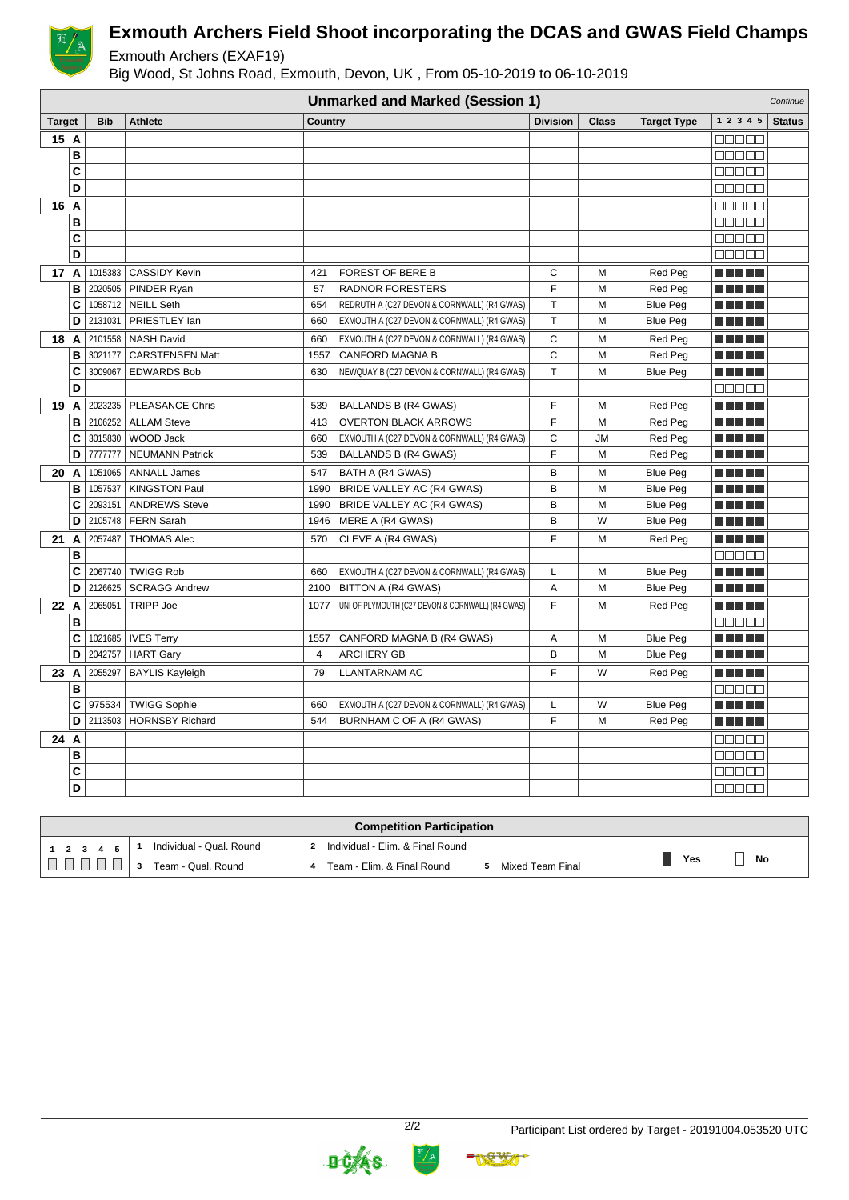# Exmouth Archers Field Shoot incorporating the DCAS and GWAS Field Champs

Exmouth Archers (EXAF19)

Big Wood, St Johns Road, Exmouth, Devon, UK , From 05-10-2019 to 06-10-2019

## Unmarked and Marked (Session 1)

*Continue*

| Target | | Bib | Athlete | Country | | Division | Class | Target Type | 1 2 3 4 5 | Status |
|---|---|---|---|---|---|---|---|---|---|---|
| 15 | A | | | | | | | | □□□□□ | |
| | B | | | | | | | | □□□□□ | |
| | C | | | | | | | | □□□□□ | |
| | D | | | | | | | | □□□□□ | |
| 16 | A | | | | | | | | □□□□□ | |
| | B | | | | | | | | □□□□□ | |
| | C | | | | | | | | □□□□□ | |
| | D | | | | | | | | □□□□□ | |
| 17 | A | 1015383 | CASSIDY Kevin | 421 | FOREST OF BERE B | C | M | Red Peg | ■■■■■ | |
| | B | 2020505 | PINDER Ryan | 57 | RADNOR FORESTERS | F | M | Red Peg | ■■■■■ | |
| | C | 1058712 | NEILL Seth | 654 | REDRUTH A (C27 DEVON & CORNWALL) (R4 GWAS) | T | M | Blue Peg | ■■■■■ | |
| | D | 2131031 | PRIESTLEY Ian | 660 | EXMOUTH A (C27 DEVON & CORNWALL) (R4 GWAS) | T | M | Blue Peg | ■■■■■ | |
| 18 | A | 2101558 | NASH David | 660 | EXMOUTH A (C27 DEVON & CORNWALL) (R4 GWAS) | C | M | Red Peg | ■■■■■ | |
| | B | 3021177 | CARSTENSEN Matt | 1557 | CANFORD MAGNA B | C | M | Red Peg | ■■■■■ | |
| | C | 3009067 | EDWARDS Bob | 630 | NEWQUAY B (C27 DEVON & CORNWALL) (R4 GWAS) | T | M | Blue Peg | ■■■■■ | |
| | D | | | | | | | | □□□□□ | |
| 19 | A | 2023235 | PLEASANCE Chris | 539 | BALLANDS B (R4 GWAS) | F | M | Red Peg | ■■■■■ | |
| | B | 2106252 | ALLAM Steve | 413 | OVERTON BLACK ARROWS | F | M | Red Peg | ■■■■■ | |
| | C | 3015830 | WOOD Jack | 660 | EXMOUTH A (C27 DEVON & CORNWALL) (R4 GWAS) | C | JM | Red Peg | ■■■■■ | |
| | D | 7777777 | NEUMANN Patrick | 539 | BALLANDS B (R4 GWAS) | F | M | Red Peg | ■■■■■ | |
| 20 | A | 1051065 | ANNALL James | 547 | BATH A (R4 GWAS) | B | M | Blue Peg | ■■■■■ | |
| | B | 1057537 | KINGSTON Paul | 1990 | BRIDE VALLEY AC (R4 GWAS) | B | M | Blue Peg | ■■■■■ | |
| | C | 2093151 | ANDREWS Steve | 1990 | BRIDE VALLEY AC (R4 GWAS) | B | M | Blue Peg | ■■■■■ | |
| | D | 2105748 | FERN Sarah | 1946 | MERE A (R4 GWAS) | B | W | Blue Peg | ■■■■■ | |
| 21 | A | 2057487 | THOMAS Alec | 570 | CLEVE A (R4 GWAS) | F | M | Red Peg | ■■■■■ | |
| | B | | | | | | | | □□□□□ | |
| | C | 2067740 | TWIGG Rob | 660 | EXMOUTH A (C27 DEVON & CORNWALL) (R4 GWAS) | L | M | Blue Peg | ■■■■■ | |
| | D | 2126625 | SCRAGG Andrew | 2100 | BITTON A (R4 GWAS) | A | M | Blue Peg | ■■■■■ | |
| 22 | A | 2065051 | TRIPP Joe | 1077 | UNI OF PLYMOUTH (C27 DEVON & CORNWALL) (R4 GWAS) | F | M | Red Peg | ■■■■■ | |
| | B | | | | | | | | □□□□□ | |
| | C | 1021685 | IVES Terry | 1557 | CANFORD MAGNA B (R4 GWAS) | A | M | Blue Peg | ■■■■■ | |
| | D | 2042757 | HART Gary | 4 | ARCHERY GB | B | M | Blue Peg | ■■■■■ | |
| 23 | A | 2055297 | BAYLIS Kayleigh | 79 | LLANTARNAM AC | F | W | Red Peg | ■■■■■ | |
| | B | | | | | | | | □□□□□ | |
| | C | 975534 | TWIGG Sophie | 660 | EXMOUTH A (C27 DEVON & CORNWALL) (R4 GWAS) | L | W | Blue Peg | ■■■■■ | |
| | D | 2113503 | HORNSBY Richard | 544 | BURNHAM C OF A (R4 GWAS) | F | M | Red Peg | ■■■■■ | |
| 24 | A | | | | | | | | □□□□□ | |
| | B | | | | | | | | □□□□□ | |
| | C | | | | | | | | □□□□□ | |
| | D | | | | | | | | □□□□□ | |

### Competition Participation

| 1 2 3 4 5 | | | |
|---|---|---|---|
| □ □ □ □ □ | 1 Individual - Qual. Round | 2 Individual - Elim. & Final Round | ■ Yes □ No |
| | 3 Team - Qual. Round | 4 Team - Elim. & Final Round 5 Mixed Team Final | |

Participant List ordered by Target - 20191004.053520 UTC